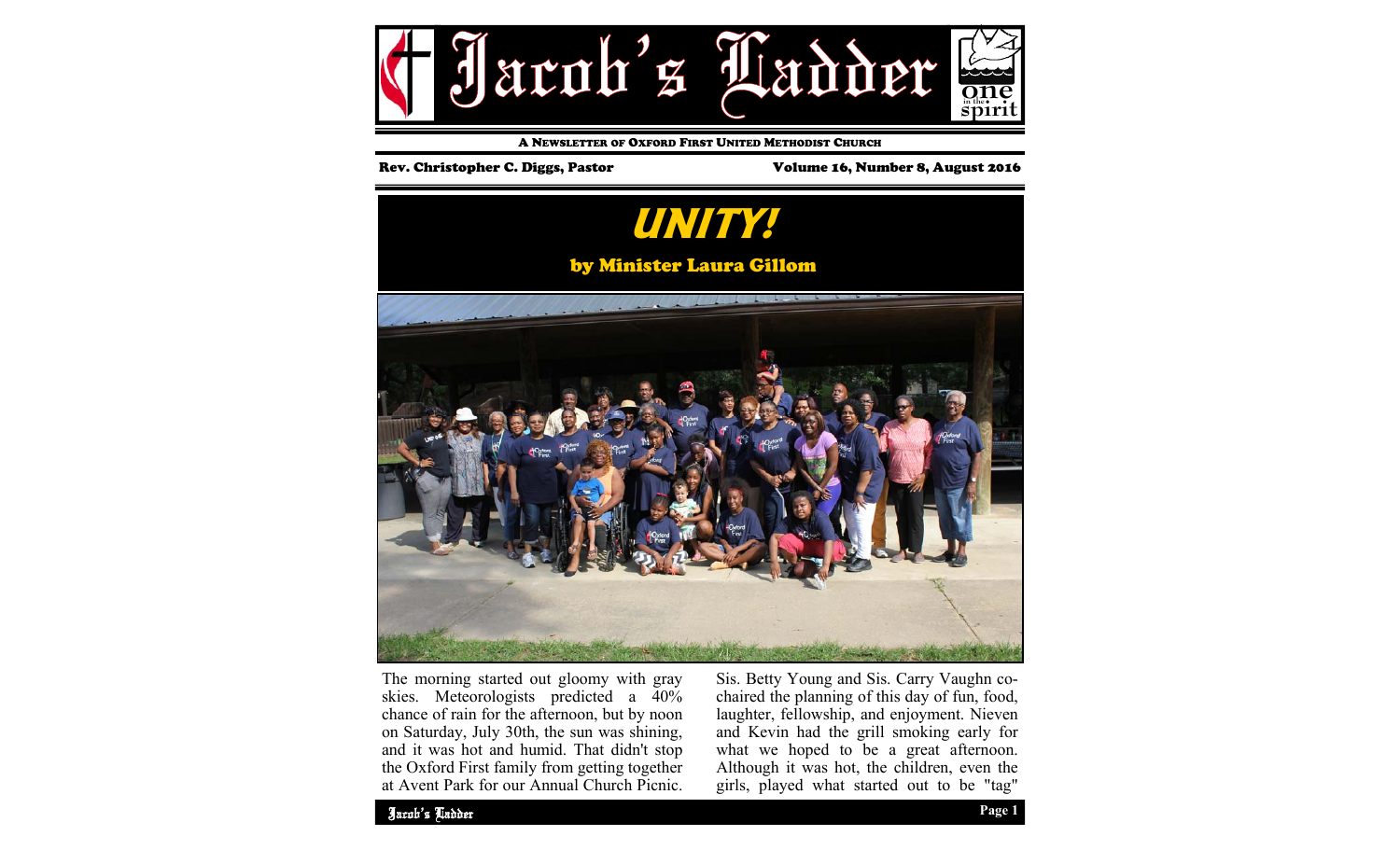# Jacob's Ladder

A NEWSLETTER OF OXFORD FIRST UNITED METHODIST CHURCH

Rev. Christopher C. Diggs, Pastor

Volume 16, Number 8, August 2016

## UNITY!

**by Minister Laura Gillom**

The morning started out gloomy with gray skies. Meteorologists predicted a 40% chance of rain for the afternoon, but by noon on Saturday, July 30th, the sun was shining, and it was hot and humid. That didn't stop the Oxford First family from getting together at Avent Park for our Annual Church Picnic.

Sis. Betty Young and Sis. Carry Vaughn co-chaired the planning of this day of fun, food, laughter, fellowship, and enjoyment. Nieven and Kevin had the grill smoking early for what we hoped to be a great afternoon. Although it was hot, the children, even the girls, played what started out to be "tag"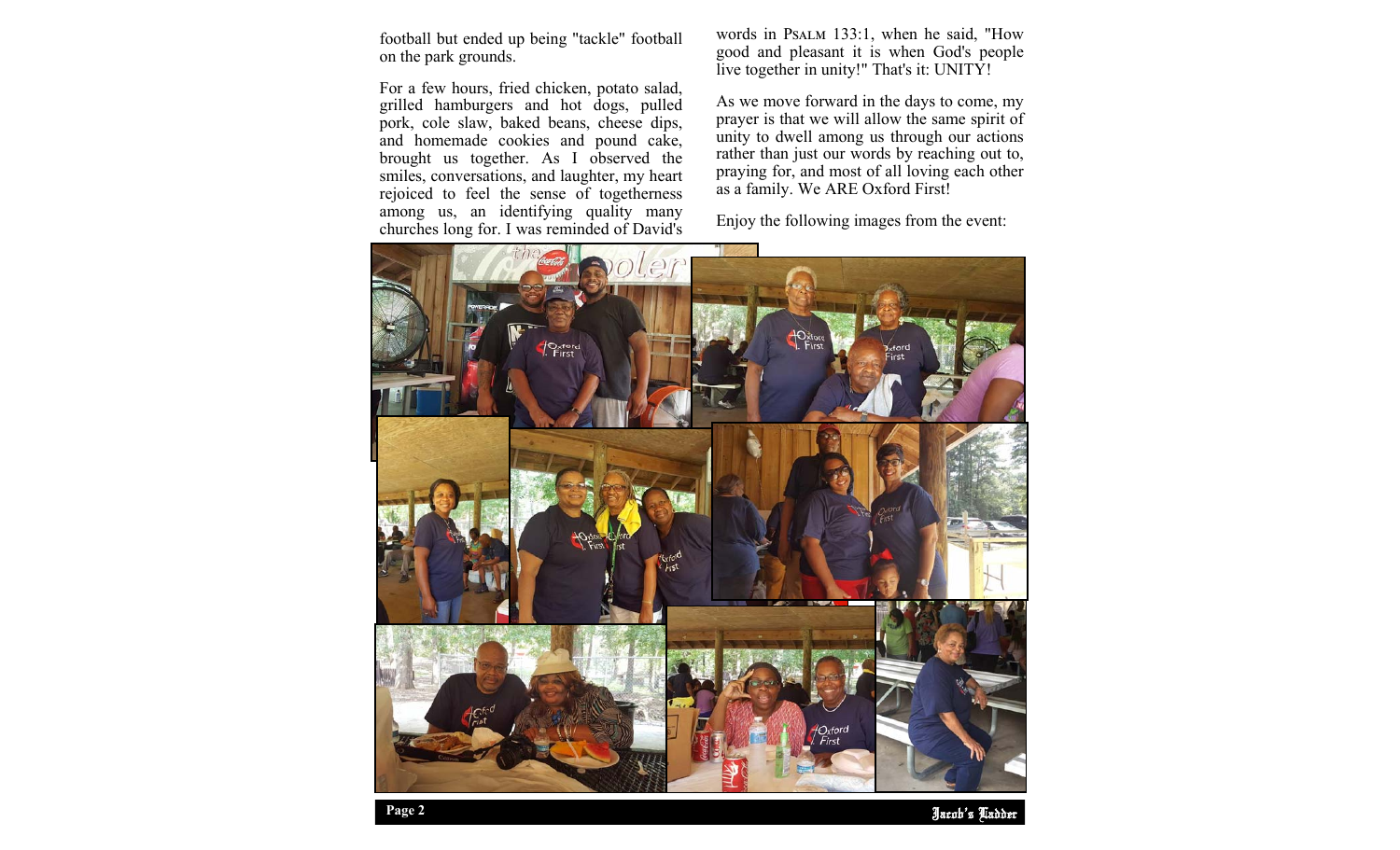football but ended up being "tackle" football on the park grounds.

For a few hours, fried chicken, potato salad, grilled hamburgers and hot dogs, pulled pork, cole slaw, baked beans, cheese dips, and homemade cookies and pound cake, brought us together. As I observed the smiles, conversations, and laughter, my heart rejoiced to feel the sense of togetherness among us, an identifying quality many churches long for. I was reminded of David's words in Psalm 133:1, when he said, "How good and pleasant it is when God's people live together in unity!" That's it: UNITY!

As we move forward in the days to come, my prayer is that we will allow the same spirit of unity to dwell among us through our actions rather than just our words by reaching out to, praying for, and most of all loving each other as a family. We ARE Oxford First!

Enjoy the following images from the event: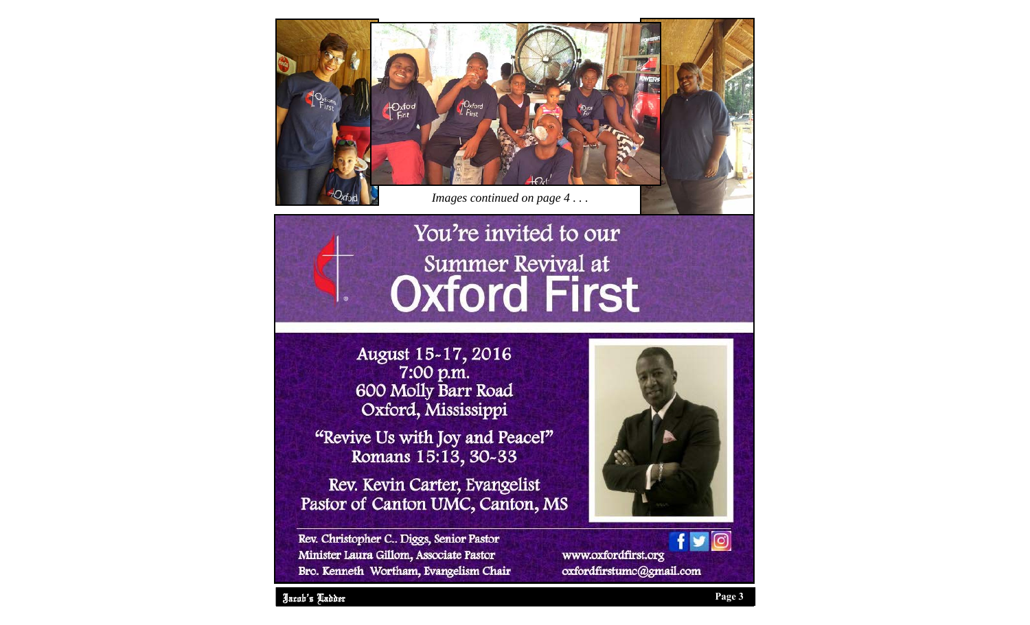*Images continued on page 4 . . .*

# You're invited to our Summer Revival at Oxford First

August 15-17, 2016
7:00 p.m.
600 Molly Barr Road
Oxford, Mississippi

"Revive Us with Joy and Peace!"
Romans 15:13, 30-33

Rev. Kevin Carter, Evangelist
Pastor of Canton UMC, Canton, MS

Rev. Christopher C.. Diggs, Senior Pastor
Minister Laura Gillom, Associate Pastor
Bro. Kenneth Wortham, Evangelism Chair

www.oxfordfirst.org
oxfordfirstumc@gmail.com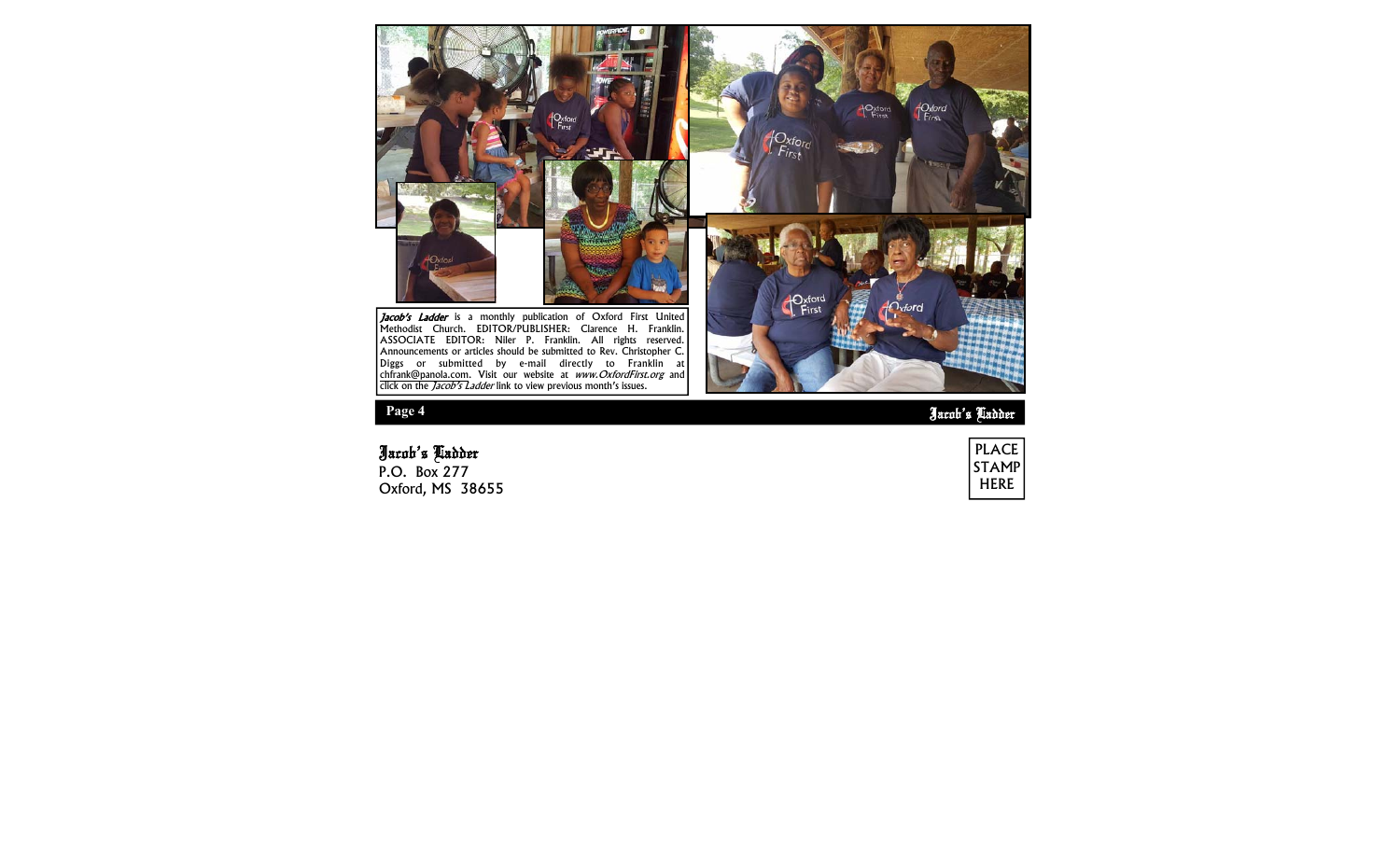*Jacob's Ladder* is a monthly publication of Oxford First United Methodist Church. EDITOR/PUBLISHER: Clarence H. Franklin. ASSOCIATE EDITOR: Niler P. Franklin. All rights reserved. Announcements or articles should be submitted to Rev. Christopher C. Diggs or submitted by e-mail directly to Franklin at chfrank@panola.com. Visit our website at *www.OxfordFirst.org* and click on the *Jacob's Ladder* link to view previous month's issues.

Jacob's Ladder
P.O. Box 277
Oxford, MS 38655

PLACE STAMP HERE